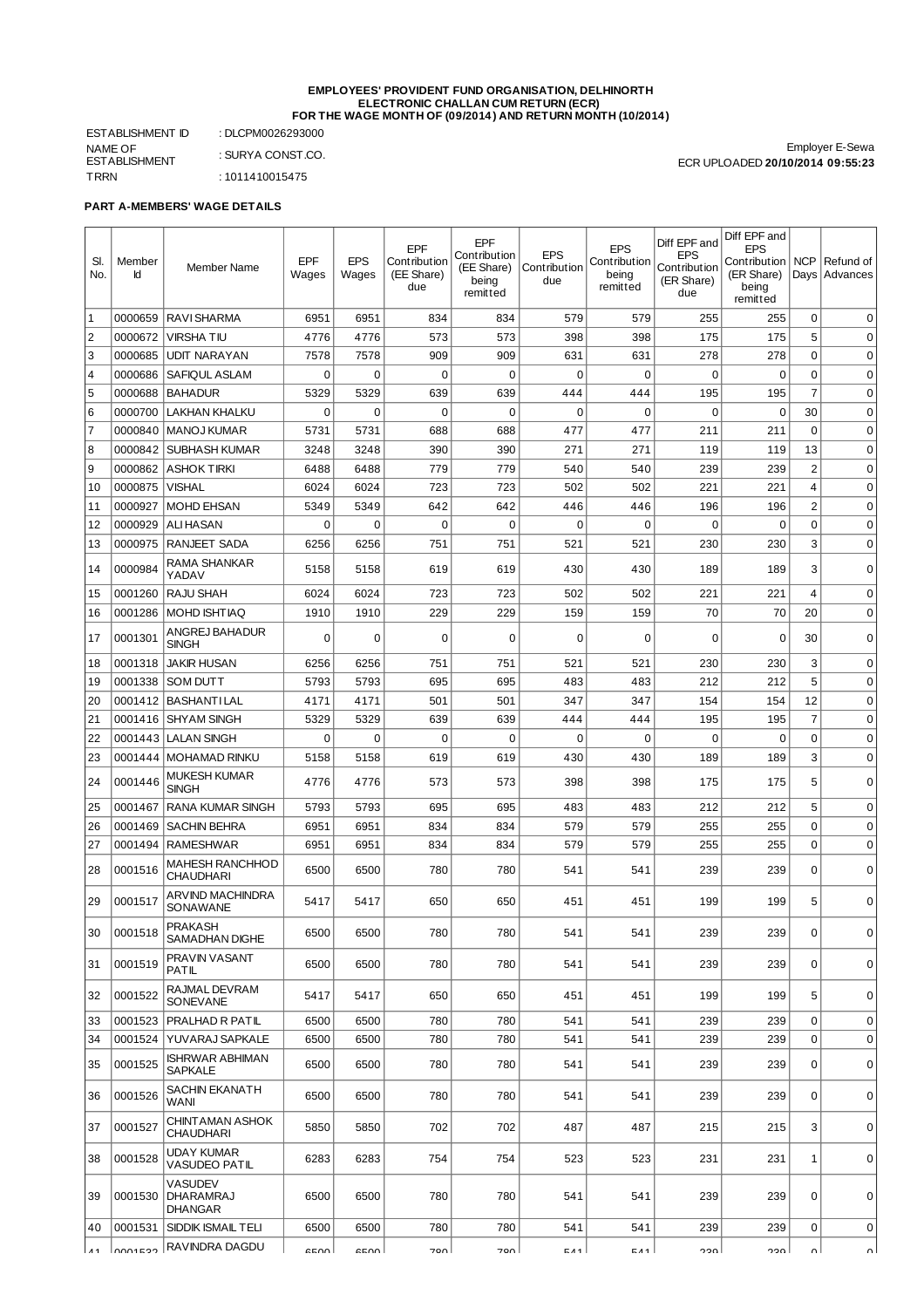**EMPLOYEES' PROVIDENT FUND ORGANISATION, DELHINORTH**
**ELECTRONIC CHALLAN CUM RETURN (ECR)**
**FOR THE WAGE MONTH OF (09/2014) AND RETURN MONTH (10/2014)**

ESTABLISHMENT ID : DLCPM0026293000
NAME OF ESTABLISHMENT : SURYA CONST.CO.
TRRN : 1011410015475

Employer E-Sewa
ECR UPLOADED **20/10/2014 09:55:23**

**PART A-MEMBERS' WAGE DETAILS**

| Sl. No. | Member Id | Member Name | EPF Wages | EPS Wages | EPF Contribution (EE Share) due | EPF Contribution (EE Share) being remitted | EPS Contribution due | EPS Contribution being remitted | Diff EPF and EPS Contribution (ER Share) due | Diff EPF and EPS Contribution (ER Share) being remitted | NCP Days | Refund of Advances |
|---|---|---|---|---|---|---|---|---|---|---|---|---|
| 1 | 0000659 | RAVI SHARMA | 6951 | 6951 | 834 | 834 | 579 | 579 | 255 | 255 | 0 | 0 |
| 2 | 0000672 | VIRSHA TIU | 4776 | 4776 | 573 | 573 | 398 | 398 | 175 | 175 | 5 | 0 |
| 3 | 0000685 | UDIT NARAYAN | 7578 | 7578 | 909 | 909 | 631 | 631 | 278 | 278 | 0 | 0 |
| 4 | 0000686 | SAFIQUL ASLAM | 0 | 0 | 0 | 0 | 0 | 0 | 0 | 0 | 0 | 0 |
| 5 | 0000688 | BAHADUR | 5329 | 5329 | 639 | 639 | 444 | 444 | 195 | 195 | 7 | 0 |
| 6 | 0000700 | LAKHAN KHALKU | 0 | 0 | 0 | 0 | 0 | 0 | 0 | 0 | 30 | 0 |
| 7 | 0000840 | MANOJ KUMAR | 5731 | 5731 | 688 | 688 | 477 | 477 | 211 | 211 | 0 | 0 |
| 8 | 0000842 | SUBHASH KUMAR | 3248 | 3248 | 390 | 390 | 271 | 271 | 119 | 119 | 13 | 0 |
| 9 | 0000862 | ASHOK TIRKI | 6488 | 6488 | 779 | 779 | 540 | 540 | 239 | 239 | 2 | 0 |
| 10 | 0000875 | VISHAL | 6024 | 6024 | 723 | 723 | 502 | 502 | 221 | 221 | 4 | 0 |
| 11 | 0000927 | MOHD EHSAN | 5349 | 5349 | 642 | 642 | 446 | 446 | 196 | 196 | 2 | 0 |
| 12 | 0000929 | ALI HASAN | 0 | 0 | 0 | 0 | 0 | 0 | 0 | 0 | 0 | 0 |
| 13 | 0000975 | RANJEET SADA | 6256 | 6256 | 751 | 751 | 521 | 521 | 230 | 230 | 3 | 0 |
| 14 | 0000984 | RAMA SHANKAR YADAV | 5158 | 5158 | 619 | 619 | 430 | 430 | 189 | 189 | 3 | 0 |
| 15 | 0001260 | RAJU SHAH | 6024 | 6024 | 723 | 723 | 502 | 502 | 221 | 221 | 4 | 0 |
| 16 | 0001286 | MOHD ISHTIAQ | 1910 | 1910 | 229 | 229 | 159 | 159 | 70 | 70 | 20 | 0 |
| 17 | 0001301 | ANGREJ BAHADUR SINGH | 0 | 0 | 0 | 0 | 0 | 0 | 0 | 0 | 30 | 0 |
| 18 | 0001318 | JAKIR HUSAN | 6256 | 6256 | 751 | 751 | 521 | 521 | 230 | 230 | 3 | 0 |
| 19 | 0001338 | SOM DUTT | 5793 | 5793 | 695 | 695 | 483 | 483 | 212 | 212 | 5 | 0 |
| 20 | 0001412 | BASHANTI LAL | 4171 | 4171 | 501 | 501 | 347 | 347 | 154 | 154 | 12 | 0 |
| 21 | 0001416 | SHYAM SINGH | 5329 | 5329 | 639 | 639 | 444 | 444 | 195 | 195 | 7 | 0 |
| 22 | 0001443 | LALAN SINGH | 0 | 0 | 0 | 0 | 0 | 0 | 0 | 0 | 0 | 0 |
| 23 | 0001444 | MOHAMAD RINKU | 5158 | 5158 | 619 | 619 | 430 | 430 | 189 | 189 | 3 | 0 |
| 24 | 0001446 | MUKESH KUMAR SINGH | 4776 | 4776 | 573 | 573 | 398 | 398 | 175 | 175 | 5 | 0 |
| 25 | 0001467 | RANA KUMAR SINGH | 5793 | 5793 | 695 | 695 | 483 | 483 | 212 | 212 | 5 | 0 |
| 26 | 0001469 | SACHIN BEHRA | 6951 | 6951 | 834 | 834 | 579 | 579 | 255 | 255 | 0 | 0 |
| 27 | 0001494 | RAMESHWAR | 6951 | 6951 | 834 | 834 | 579 | 579 | 255 | 255 | 0 | 0 |
| 28 | 0001516 | MAHESH RANCHHOD CHAUDHARI | 6500 | 6500 | 780 | 780 | 541 | 541 | 239 | 239 | 0 | 0 |
| 29 | 0001517 | ARVIND MACHINDRA SONAWANE | 5417 | 5417 | 650 | 650 | 451 | 451 | 199 | 199 | 5 | 0 |
| 30 | 0001518 | PRAKASH SAMADHAN DIGHE | 6500 | 6500 | 780 | 780 | 541 | 541 | 239 | 239 | 0 | 0 |
| 31 | 0001519 | PRAVIN VASANT PATIL | 6500 | 6500 | 780 | 780 | 541 | 541 | 239 | 239 | 0 | 0 |
| 32 | 0001522 | RAJMAL DEVRAM SONEVANE | 5417 | 5417 | 650 | 650 | 451 | 451 | 199 | 199 | 5 | 0 |
| 33 | 0001523 | PRALHAD R PATIL | 6500 | 6500 | 780 | 780 | 541 | 541 | 239 | 239 | 0 | 0 |
| 34 | 0001524 | YUVARAJ SAPKALE | 6500 | 6500 | 780 | 780 | 541 | 541 | 239 | 239 | 0 | 0 |
| 35 | 0001525 | ISHRWAR ABHIMAN SAPKALE | 6500 | 6500 | 780 | 780 | 541 | 541 | 239 | 239 | 0 | 0 |
| 36 | 0001526 | SACHIN EKANATH WANI | 6500 | 6500 | 780 | 780 | 541 | 541 | 239 | 239 | 0 | 0 |
| 37 | 0001527 | CHINTAMAN ASHOK CHAUDHARI | 5850 | 5850 | 702 | 702 | 487 | 487 | 215 | 215 | 3 | 0 |
| 38 | 0001528 | UDAY KUMAR VASUDEO PATIL | 6283 | 6283 | 754 | 754 | 523 | 523 | 231 | 231 | 1 | 0 |
| 39 | 0001530 | VASUDEV DHARAMRAJ DHANGAR | 6500 | 6500 | 780 | 780 | 541 | 541 | 239 | 239 | 0 | 0 |
| 40 | 0001531 | SIDDIK ISMAIL TELI | 6500 | 6500 | 780 | 780 | 541 | 541 | 239 | 239 | 0 | 0 |
| 41 | 0001532 | RAVINDRA DAGDU | 6500 | 6500 | 780 | 780 | 541 | 541 | 239 | 239 | 0 | 0 |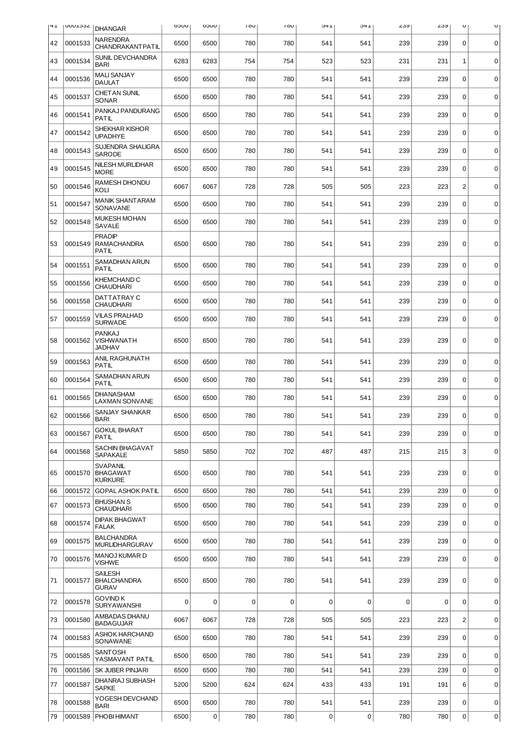| 41 | 0001532 | DHANGAR | 6500 | 6500 | 780 | 780 | 541 | 541 | 239 | 239 | 0 | 0 |
|---|---|---|---|---|---|---|---|---|---|---|---|---|
| 42 | 0001533 | NARENDRA CHANDRAKANTPATIL | 6500 | 6500 | 780 | 780 | 541 | 541 | 239 | 239 | 0 | 0 |
| 43 | 0001534 | SUNIL DEVCHANDRA BARI | 6283 | 6283 | 754 | 754 | 523 | 523 | 231 | 231 | 1 | 0 |
| 44 | 0001536 | MALI SANJAY DAULAT | 6500 | 6500 | 780 | 780 | 541 | 541 | 239 | 239 | 0 | 0 |
| 45 | 0001537 | CHETAN SUNIL SONAR | 6500 | 6500 | 780 | 780 | 541 | 541 | 239 | 239 | 0 | 0 |
| 46 | 0001541 | PANKAJ PANDURANG PATIL | 6500 | 6500 | 780 | 780 | 541 | 541 | 239 | 239 | 0 | 0 |
| 47 | 0001542 | SHEKHAR KISHOR UPADHYE | 6500 | 6500 | 780 | 780 | 541 | 541 | 239 | 239 | 0 | 0 |
| 48 | 0001543 | SUJENDRA SHALIGRA SARODE | 6500 | 6500 | 780 | 780 | 541 | 541 | 239 | 239 | 0 | 0 |
| 49 | 0001545 | NILESH MURLIDHAR MORE | 6500 | 6500 | 780 | 780 | 541 | 541 | 239 | 239 | 0 | 0 |
| 50 | 0001546 | RAMESH DHONDU KOLI | 6067 | 6067 | 728 | 728 | 505 | 505 | 223 | 223 | 2 | 0 |
| 51 | 0001547 | MANIK SHANTARAM SONAVANE | 6500 | 6500 | 780 | 780 | 541 | 541 | 239 | 239 | 0 | 0 |
| 52 | 0001548 | MUKESH MOHAN SAVALE | 6500 | 6500 | 780 | 780 | 541 | 541 | 239 | 239 | 0 | 0 |
| 53 | 0001549 | PRADIP RAMACHANDRA PATIL | 6500 | 6500 | 780 | 780 | 541 | 541 | 239 | 239 | 0 | 0 |
| 54 | 0001551 | SAMADHAN ARUN PATIL | 6500 | 6500 | 780 | 780 | 541 | 541 | 239 | 239 | 0 | 0 |
| 55 | 0001556 | KHEMCHAND C CHAUDHARI | 6500 | 6500 | 780 | 780 | 541 | 541 | 239 | 239 | 0 | 0 |
| 56 | 0001558 | DATTATRAY C CHAUDHARI | 6500 | 6500 | 780 | 780 | 541 | 541 | 239 | 239 | 0 | 0 |
| 57 | 0001559 | VILAS PRALHAD SURWADE | 6500 | 6500 | 780 | 780 | 541 | 541 | 239 | 239 | 0 | 0 |
| 58 | 0001562 | PANKAJ VISHWANATH JADHAV | 6500 | 6500 | 780 | 780 | 541 | 541 | 239 | 239 | 0 | 0 |
| 59 | 0001563 | ANIL RAGHUNATH PATIL | 6500 | 6500 | 780 | 780 | 541 | 541 | 239 | 239 | 0 | 0 |
| 60 | 0001564 | SAMADHAN ARUN PATIL | 6500 | 6500 | 780 | 780 | 541 | 541 | 239 | 239 | 0 | 0 |
| 61 | 0001565 | DHANASHAM LAXMAN SONVANE | 6500 | 6500 | 780 | 780 | 541 | 541 | 239 | 239 | 0 | 0 |
| 62 | 0001566 | SANJAY SHANKAR BARI | 6500 | 6500 | 780 | 780 | 541 | 541 | 239 | 239 | 0 | 0 |
| 63 | 0001567 | GOKUL BHARAT PATIL | 6500 | 6500 | 780 | 780 | 541 | 541 | 239 | 239 | 0 | 0 |
| 64 | 0001568 | SACHIN BHAGAVAT SAPAKALE | 5850 | 5850 | 702 | 702 | 487 | 487 | 215 | 215 | 3 | 0 |
| 65 | 0001570 | SVAPANIL BHAGAWAT KURKURE | 6500 | 6500 | 780 | 780 | 541 | 541 | 239 | 239 | 0 | 0 |
| 66 | 0001572 | GOPAL ASHOK PATIL | 6500 | 6500 | 780 | 780 | 541 | 541 | 239 | 239 | 0 | 0 |
| 67 | 0001573 | BHUSHAN S CHAUDHARI | 6500 | 6500 | 780 | 780 | 541 | 541 | 239 | 239 | 0 | 0 |
| 68 | 0001574 | DIPAK BHAGWAT FALAK | 6500 | 6500 | 780 | 780 | 541 | 541 | 239 | 239 | 0 | 0 |
| 69 | 0001575 | BALCHANDRA MURLIDHARGURAV | 6500 | 6500 | 780 | 780 | 541 | 541 | 239 | 239 | 0 | 0 |
| 70 | 0001576 | MANOJ KUMAR D VISHWE | 6500 | 6500 | 780 | 780 | 541 | 541 | 239 | 239 | 0 | 0 |
| 71 | 0001577 | SAILESH BHALCHANDRA GURAV | 6500 | 6500 | 780 | 780 | 541 | 541 | 239 | 239 | 0 | 0 |
| 72 | 0001578 | GOVIND K SURYAWANSHI | 0 | 0 | 0 | 0 | 0 | 0 | 0 | 0 | 0 | 0 |
| 73 | 0001580 | AMBADAS DHANU BADAGUJAR | 6067 | 6067 | 728 | 728 | 505 | 505 | 223 | 223 | 2 | 0 |
| 74 | 0001583 | ASHOK HARCHAND SONAWANE | 6500 | 6500 | 780 | 780 | 541 | 541 | 239 | 239 | 0 | 0 |
| 75 | 0001585 | SANTOSH YASMAVANT PATIL | 6500 | 6500 | 780 | 780 | 541 | 541 | 239 | 239 | 0 | 0 |
| 76 | 0001586 | SK JUBER PINJARI | 6500 | 6500 | 780 | 780 | 541 | 541 | 239 | 239 | 0 | 0 |
| 77 | 0001587 | DHANRAJ SUBHASH SAPKE | 5200 | 5200 | 624 | 624 | 433 | 433 | 191 | 191 | 6 | 0 |
| 78 | 0001588 | YOGESH DEVCHAND BARI | 6500 | 6500 | 780 | 780 | 541 | 541 | 239 | 239 | 0 | 0 |
| 79 | 0001589 | PHOBI HIMANT | 6500 | 0 | 780 | 780 | 0 | 0 | 780 | 780 | 0 | 0 |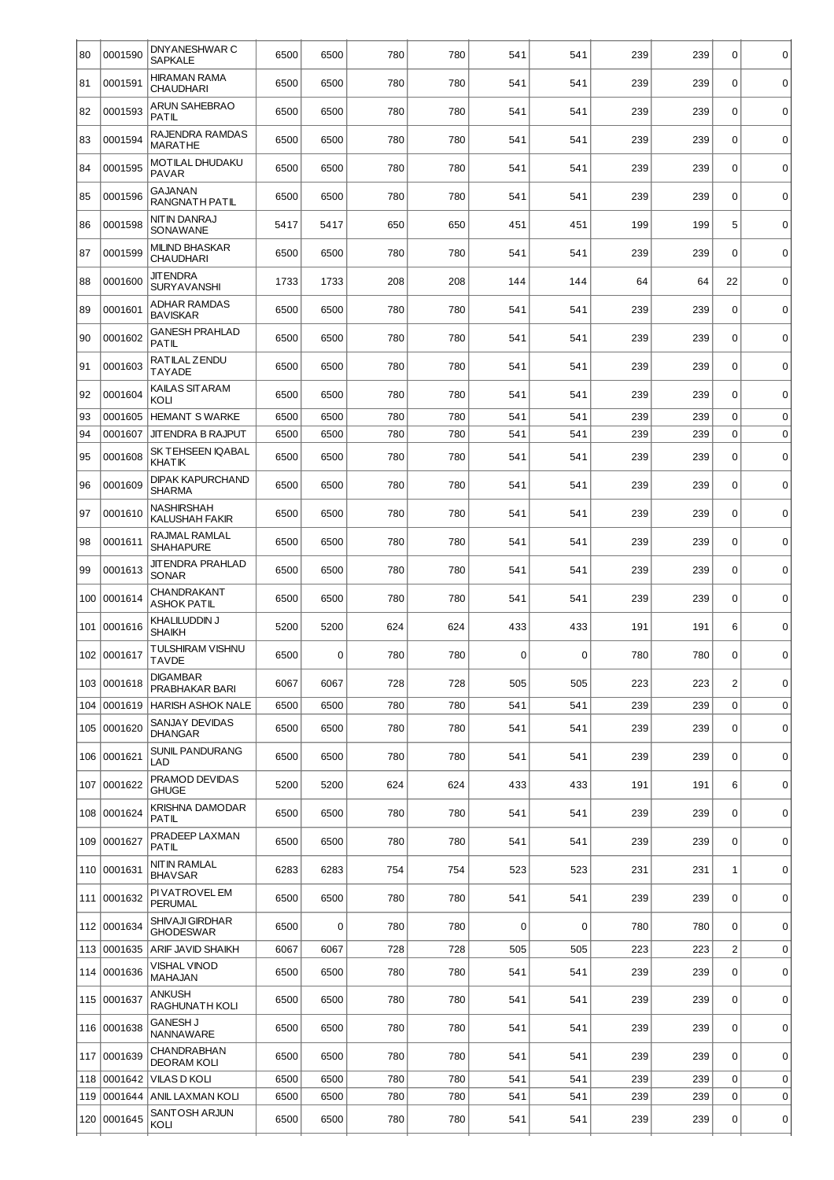| | | | | | | | | | | | | |
|---|---|---|---|---|---|---|---|---|---|---|---|---|
| 80 | 0001590 | DNYANESHWAR C SAPKALE | 6500 | 6500 | 780 | 780 | 541 | 541 | 239 | 239 | 0 | 0 |
| 81 | 0001591 | HIRAMAN RAMA CHAUDHARI | 6500 | 6500 | 780 | 780 | 541 | 541 | 239 | 239 | 0 | 0 |
| 82 | 0001593 | ARUN SAHEBRAO PATIL | 6500 | 6500 | 780 | 780 | 541 | 541 | 239 | 239 | 0 | 0 |
| 83 | 0001594 | RAJENDRA RAMDAS MARATHE | 6500 | 6500 | 780 | 780 | 541 | 541 | 239 | 239 | 0 | 0 |
| 84 | 0001595 | MOTILAL DHUDAKU PAVAR | 6500 | 6500 | 780 | 780 | 541 | 541 | 239 | 239 | 0 | 0 |
| 85 | 0001596 | GAJANAN RANGNATH PATIL | 6500 | 6500 | 780 | 780 | 541 | 541 | 239 | 239 | 0 | 0 |
| 86 | 0001598 | NITIN DANRAJ SONAWANE | 5417 | 5417 | 650 | 650 | 451 | 451 | 199 | 199 | 5 | 0 |
| 87 | 0001599 | MILIND BHASKAR CHAUDHARI | 6500 | 6500 | 780 | 780 | 541 | 541 | 239 | 239 | 0 | 0 |
| 88 | 0001600 | JITENDRA SURYAVANSHI | 1733 | 1733 | 208 | 208 | 144 | 144 | 64 | 64 | 22 | 0 |
| 89 | 0001601 | ADHAR RAMDAS BAVISKAR | 6500 | 6500 | 780 | 780 | 541 | 541 | 239 | 239 | 0 | 0 |
| 90 | 0001602 | GANESH PRAHLAD PATIL | 6500 | 6500 | 780 | 780 | 541 | 541 | 239 | 239 | 0 | 0 |
| 91 | 0001603 | RATILAL ZENDU TAYADE | 6500 | 6500 | 780 | 780 | 541 | 541 | 239 | 239 | 0 | 0 |
| 92 | 0001604 | KAILAS SITARAM KOLI | 6500 | 6500 | 780 | 780 | 541 | 541 | 239 | 239 | 0 | 0 |
| 93 | 0001605 | HEMANT S WARKE | 6500 | 6500 | 780 | 780 | 541 | 541 | 239 | 239 | 0 | 0 |
| 94 | 0001607 | JITENDRA B RAJPUT | 6500 | 6500 | 780 | 780 | 541 | 541 | 239 | 239 | 0 | 0 |
| 95 | 0001608 | SK TEHSEEN IQABAL KHATIK | 6500 | 6500 | 780 | 780 | 541 | 541 | 239 | 239 | 0 | 0 |
| 96 | 0001609 | DIPAK KAPURCHAND SHARMA | 6500 | 6500 | 780 | 780 | 541 | 541 | 239 | 239 | 0 | 0 |
| 97 | 0001610 | NASHIRSHAH KALUSHAH FAKIR | 6500 | 6500 | 780 | 780 | 541 | 541 | 239 | 239 | 0 | 0 |
| 98 | 0001611 | RAJMAL RAMLAL SHAHAPURE | 6500 | 6500 | 780 | 780 | 541 | 541 | 239 | 239 | 0 | 0 |
| 99 | 0001613 | JITENDRA PRAHLAD SONAR | 6500 | 6500 | 780 | 780 | 541 | 541 | 239 | 239 | 0 | 0 |
| 100 | 0001614 | CHANDRAKANT ASHOK PATIL | 6500 | 6500 | 780 | 780 | 541 | 541 | 239 | 239 | 0 | 0 |
| 101 | 0001616 | KHALILUDDIN J SHAIKH | 5200 | 5200 | 624 | 624 | 433 | 433 | 191 | 191 | 6 | 0 |
| 102 | 0001617 | TULSHIRAM VISHNU TAVDE | 6500 | 0 | 780 | 780 | 0 | 0 | 780 | 780 | 0 | 0 |
| 103 | 0001618 | DIGAMBAR PRABHAKAR BARI | 6067 | 6067 | 728 | 728 | 505 | 505 | 223 | 223 | 2 | 0 |
| 104 | 0001619 | HARISH ASHOK NALE | 6500 | 6500 | 780 | 780 | 541 | 541 | 239 | 239 | 0 | 0 |
| 105 | 0001620 | SANJAY DEVIDAS DHANGAR | 6500 | 6500 | 780 | 780 | 541 | 541 | 239 | 239 | 0 | 0 |
| 106 | 0001621 | SUNIL PANDURANG LAD | 6500 | 6500 | 780 | 780 | 541 | 541 | 239 | 239 | 0 | 0 |
| 107 | 0001622 | PRAMOD DEVIDAS GHUGE | 5200 | 5200 | 624 | 624 | 433 | 433 | 191 | 191 | 6 | 0 |
| 108 | 0001624 | KRISHNA DAMODAR PATIL | 6500 | 6500 | 780 | 780 | 541 | 541 | 239 | 239 | 0 | 0 |
| 109 | 0001627 | PRADEEP LAXMAN PATIL | 6500 | 6500 | 780 | 780 | 541 | 541 | 239 | 239 | 0 | 0 |
| 110 | 0001631 | NITIN RAMLAL BHAVSAR | 6283 | 6283 | 754 | 754 | 523 | 523 | 231 | 231 | 1 | 0 |
| 111 | 0001632 | PIVATROVEL EM PERUMAL | 6500 | 6500 | 780 | 780 | 541 | 541 | 239 | 239 | 0 | 0 |
| 112 | 0001634 | SHIVAJI GIRDHAR GHODESWAR | 6500 | 0 | 780 | 780 | 0 | 0 | 780 | 780 | 0 | 0 |
| 113 | 0001635 | ARIF JAVID SHAIKH | 6067 | 6067 | 728 | 728 | 505 | 505 | 223 | 223 | 2 | 0 |
| 114 | 0001636 | VISHAL VINOD MAHAJAN | 6500 | 6500 | 780 | 780 | 541 | 541 | 239 | 239 | 0 | 0 |
| 115 | 0001637 | ANKUSH RAGHUNATH KOLI | 6500 | 6500 | 780 | 780 | 541 | 541 | 239 | 239 | 0 | 0 |
| 116 | 0001638 | GANESH J NANNAWARE | 6500 | 6500 | 780 | 780 | 541 | 541 | 239 | 239 | 0 | 0 |
| 117 | 0001639 | CHANDRABHAN DEORAM KOLI | 6500 | 6500 | 780 | 780 | 541 | 541 | 239 | 239 | 0 | 0 |
| 118 | 0001642 | VILAS D KOLI | 6500 | 6500 | 780 | 780 | 541 | 541 | 239 | 239 | 0 | 0 |
| 119 | 0001644 | ANIL LAXMAN KOLI | 6500 | 6500 | 780 | 780 | 541 | 541 | 239 | 239 | 0 | 0 |
| 120 | 0001645 | SANTOSH ARJUN KOLI | 6500 | 6500 | 780 | 780 | 541 | 541 | 239 | 239 | 0 | 0 |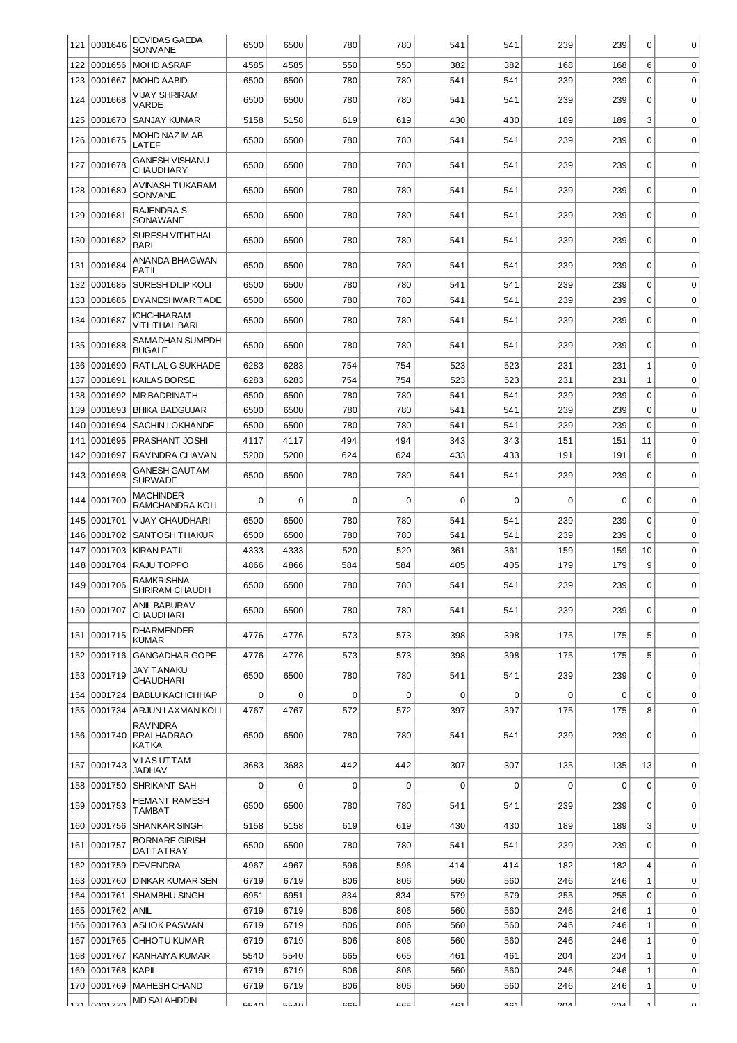| | | | | | | | | | | | | |
|---|---|---|---|---|---|---|---|---|---|---|---|---|
| 121 | 0001646 | DEVIDAS GAEDA SONVANE | 6500 | 6500 | 780 | 780 | 541 | 541 | 239 | 239 | 0 | 0 |
| 122 | 0001656 | MOHD ASRAF | 4585 | 4585 | 550 | 550 | 382 | 382 | 168 | 168 | 6 | 0 |
| 123 | 0001667 | MOHD AABID | 6500 | 6500 | 780 | 780 | 541 | 541 | 239 | 239 | 0 | 0 |
| 124 | 0001668 | VIJAY SHRIRAM VARDE | 6500 | 6500 | 780 | 780 | 541 | 541 | 239 | 239 | 0 | 0 |
| 125 | 0001670 | SANJAY KUMAR | 5158 | 5158 | 619 | 619 | 430 | 430 | 189 | 189 | 3 | 0 |
| 126 | 0001675 | MOHD NAZIM AB LATEF | 6500 | 6500 | 780 | 780 | 541 | 541 | 239 | 239 | 0 | 0 |
| 127 | 0001678 | GANESH VISHANU CHAUDHARY | 6500 | 6500 | 780 | 780 | 541 | 541 | 239 | 239 | 0 | 0 |
| 128 | 0001680 | AVINASH TUKARAM SONVANE | 6500 | 6500 | 780 | 780 | 541 | 541 | 239 | 239 | 0 | 0 |
| 129 | 0001681 | RAJENDRA S SONAWANE | 6500 | 6500 | 780 | 780 | 541 | 541 | 239 | 239 | 0 | 0 |
| 130 | 0001682 | SURESH VITHTHAL BARI | 6500 | 6500 | 780 | 780 | 541 | 541 | 239 | 239 | 0 | 0 |
| 131 | 0001684 | ANANDA BHAGWAN PATIL | 6500 | 6500 | 780 | 780 | 541 | 541 | 239 | 239 | 0 | 0 |
| 132 | 0001685 | SURESH DILIP KOLI | 6500 | 6500 | 780 | 780 | 541 | 541 | 239 | 239 | 0 | 0 |
| 133 | 0001686 | DYANESHWAR TADE | 6500 | 6500 | 780 | 780 | 541 | 541 | 239 | 239 | 0 | 0 |
| 134 | 0001687 | ICHCHHARAM VITHTHAL BARI | 6500 | 6500 | 780 | 780 | 541 | 541 | 239 | 239 | 0 | 0 |
| 135 | 0001688 | SAMADHAN SUMPDH BUGALE | 6500 | 6500 | 780 | 780 | 541 | 541 | 239 | 239 | 0 | 0 |
| 136 | 0001690 | RATILAL G SUKHADE | 6283 | 6283 | 754 | 754 | 523 | 523 | 231 | 231 | 1 | 0 |
| 137 | 0001691 | KAILAS BORSE | 6283 | 6283 | 754 | 754 | 523 | 523 | 231 | 231 | 1 | 0 |
| 138 | 0001692 | MR.BADRINATH | 6500 | 6500 | 780 | 780 | 541 | 541 | 239 | 239 | 0 | 0 |
| 139 | 0001693 | BHIKA BADGUJAR | 6500 | 6500 | 780 | 780 | 541 | 541 | 239 | 239 | 0 | 0 |
| 140 | 0001694 | SACHIN LOKHANDE | 6500 | 6500 | 780 | 780 | 541 | 541 | 239 | 239 | 0 | 0 |
| 141 | 0001695 | PRASHANT JOSHI | 4117 | 4117 | 494 | 494 | 343 | 343 | 151 | 151 | 11 | 0 |
| 142 | 0001697 | RAVINDRA CHAVAN | 5200 | 5200 | 624 | 624 | 433 | 433 | 191 | 191 | 6 | 0 |
| 143 | 0001698 | GANESH GAUTAM SURWADE | 6500 | 6500 | 780 | 780 | 541 | 541 | 239 | 239 | 0 | 0 |
| 144 | 0001700 | MACHINDER RAMCHANDRA KOLI | 0 | 0 | 0 | 0 | 0 | 0 | 0 | 0 | 0 | 0 |
| 145 | 0001701 | VIJAY CHAUDHARI | 6500 | 6500 | 780 | 780 | 541 | 541 | 239 | 239 | 0 | 0 |
| 146 | 0001702 | SANTOSH THAKUR | 6500 | 6500 | 780 | 780 | 541 | 541 | 239 | 239 | 0 | 0 |
| 147 | 0001703 | KIRAN PATIL | 4333 | 4333 | 520 | 520 | 361 | 361 | 159 | 159 | 10 | 0 |
| 148 | 0001704 | RAJU TOPPO | 4866 | 4866 | 584 | 584 | 405 | 405 | 179 | 179 | 9 | 0 |
| 149 | 0001706 | RAMKRISHNA SHRIRAM CHAUDH | 6500 | 6500 | 780 | 780 | 541 | 541 | 239 | 239 | 0 | 0 |
| 150 | 0001707 | ANIL BABURAV CHAUDHARI | 6500 | 6500 | 780 | 780 | 541 | 541 | 239 | 239 | 0 | 0 |
| 151 | 0001715 | DHARMENDER KUMAR | 4776 | 4776 | 573 | 573 | 398 | 398 | 175 | 175 | 5 | 0 |
| 152 | 0001716 | GANGADHAR GOPE | 4776 | 4776 | 573 | 573 | 398 | 398 | 175 | 175 | 5 | 0 |
| 153 | 0001719 | JAY TANAKU CHAUDHARI | 6500 | 6500 | 780 | 780 | 541 | 541 | 239 | 239 | 0 | 0 |
| 154 | 0001724 | BABLU KACHCHHAP | 0 | 0 | 0 | 0 | 0 | 0 | 0 | 0 | 0 | 0 |
| 155 | 0001734 | ARJUN LAXMAN KOLI | 4767 | 4767 | 572 | 572 | 397 | 397 | 175 | 175 | 8 | 0 |
| 156 | 0001740 | RAVINDRA PRALHADRAO KATKA | 6500 | 6500 | 780 | 780 | 541 | 541 | 239 | 239 | 0 | 0 |
| 157 | 0001743 | VILAS UTTAM JADHAV | 3683 | 3683 | 442 | 442 | 307 | 307 | 135 | 135 | 13 | 0 |
| 158 | 0001750 | SHRIKANT SAH | 0 | 0 | 0 | 0 | 0 | 0 | 0 | 0 | 0 | 0 |
| 159 | 0001753 | HEMANT RAMESH TAMBAT | 6500 | 6500 | 780 | 780 | 541 | 541 | 239 | 239 | 0 | 0 |
| 160 | 0001756 | SHANKAR SINGH | 5158 | 5158 | 619 | 619 | 430 | 430 | 189 | 189 | 3 | 0 |
| 161 | 0001757 | BORNARE GIRISH DATTATRAY | 6500 | 6500 | 780 | 780 | 541 | 541 | 239 | 239 | 0 | 0 |
| 162 | 0001759 | DEVENDRA | 4967 | 4967 | 596 | 596 | 414 | 414 | 182 | 182 | 4 | 0 |
| 163 | 0001760 | DINKAR KUMAR SEN | 6719 | 6719 | 806 | 806 | 560 | 560 | 246 | 246 | 1 | 0 |
| 164 | 0001761 | SHAMBHU SINGH | 6951 | 6951 | 834 | 834 | 579 | 579 | 255 | 255 | 0 | 0 |
| 165 | 0001762 | ANIL | 6719 | 6719 | 806 | 806 | 560 | 560 | 246 | 246 | 1 | 0 |
| 166 | 0001763 | ASHOK PASWAN | 6719 | 6719 | 806 | 806 | 560 | 560 | 246 | 246 | 1 | 0 |
| 167 | 0001765 | CHHOTU KUMAR | 6719 | 6719 | 806 | 806 | 560 | 560 | 246 | 246 | 1 | 0 |
| 168 | 0001767 | KANHAIYA KUMAR | 5540 | 5540 | 665 | 665 | 461 | 461 | 204 | 204 | 1 | 0 |
| 169 | 0001768 | KAPIL | 6719 | 6719 | 806 | 806 | 560 | 560 | 246 | 246 | 1 | 0 |
| 170 | 0001769 | MAHESH CHAND | 6719 | 6719 | 806 | 806 | 560 | 560 | 246 | 246 | 1 | 0 |
| 171 | 0001770 | MD SALAHDDIN | 5540 | 5540 | 665 | 665 | 461 | 461 | 204 | 204 | 1 | 0 |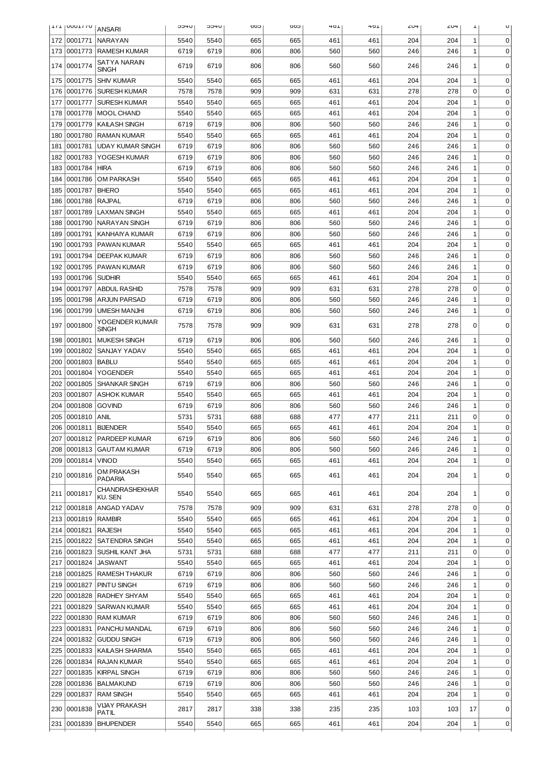| 171 | 0001770 | ANSARI | 5540 | 5540 | 665 | 665 | 461 | 461 | 204 | 204 | 1 | 0 |
|---|---|---|---|---|---|---|---|---|---|---|---|---|
| 172 | 0001771 | NARAYAN | 5540 | 5540 | 665 | 665 | 461 | 461 | 204 | 204 | 1 | 0 |
| 173 | 0001773 | RAMESH KUMAR | 6719 | 6719 | 806 | 806 | 560 | 560 | 246 | 246 | 1 | 0 |
| 174 | 0001774 | SATYA NARAIN SINGH | 6719 | 6719 | 806 | 806 | 560 | 560 | 246 | 246 | 1 | 0 |
| 175 | 0001775 | SHIV KUMAR | 5540 | 5540 | 665 | 665 | 461 | 461 | 204 | 204 | 1 | 0 |
| 176 | 0001776 | SURESH KUMAR | 7578 | 7578 | 909 | 909 | 631 | 631 | 278 | 278 | 0 | 0 |
| 177 | 0001777 | SURESH KUMAR | 5540 | 5540 | 665 | 665 | 461 | 461 | 204 | 204 | 1 | 0 |
| 178 | 0001778 | MOOL CHAND | 5540 | 5540 | 665 | 665 | 461 | 461 | 204 | 204 | 1 | 0 |
| 179 | 0001779 | KAILASH SINGH | 6719 | 6719 | 806 | 806 | 560 | 560 | 246 | 246 | 1 | 0 |
| 180 | 0001780 | RAMAN KUMAR | 5540 | 5540 | 665 | 665 | 461 | 461 | 204 | 204 | 1 | 0 |
| 181 | 0001781 | UDAY KUMAR SINGH | 6719 | 6719 | 806 | 806 | 560 | 560 | 246 | 246 | 1 | 0 |
| 182 | 0001783 | YOGESH KUMAR | 6719 | 6719 | 806 | 806 | 560 | 560 | 246 | 246 | 1 | 0 |
| 183 | 0001784 | HIRA | 6719 | 6719 | 806 | 806 | 560 | 560 | 246 | 246 | 1 | 0 |
| 184 | 0001786 | OM PARKASH | 5540 | 5540 | 665 | 665 | 461 | 461 | 204 | 204 | 1 | 0 |
| 185 | 0001787 | BHERO | 5540 | 5540 | 665 | 665 | 461 | 461 | 204 | 204 | 1 | 0 |
| 186 | 0001788 | RAJPAL | 6719 | 6719 | 806 | 806 | 560 | 560 | 246 | 246 | 1 | 0 |
| 187 | 0001789 | LAXMAN SINGH | 5540 | 5540 | 665 | 665 | 461 | 461 | 204 | 204 | 1 | 0 |
| 188 | 0001790 | NARAYAN SINGH | 6719 | 6719 | 806 | 806 | 560 | 560 | 246 | 246 | 1 | 0 |
| 189 | 0001791 | KANHAIYA KUMAR | 6719 | 6719 | 806 | 806 | 560 | 560 | 246 | 246 | 1 | 0 |
| 190 | 0001793 | PAWAN KUMAR | 5540 | 5540 | 665 | 665 | 461 | 461 | 204 | 204 | 1 | 0 |
| 191 | 0001794 | DEEPAK KUMAR | 6719 | 6719 | 806 | 806 | 560 | 560 | 246 | 246 | 1 | 0 |
| 192 | 0001795 | PAWAN KUMAR | 6719 | 6719 | 806 | 806 | 560 | 560 | 246 | 246 | 1 | 0 |
| 193 | 0001796 | SUDHIR | 5540 | 5540 | 665 | 665 | 461 | 461 | 204 | 204 | 1 | 0 |
| 194 | 0001797 | ABDUL RASHID | 7578 | 7578 | 909 | 909 | 631 | 631 | 278 | 278 | 0 | 0 |
| 195 | 0001798 | ARJUN PARSAD | 6719 | 6719 | 806 | 806 | 560 | 560 | 246 | 246 | 1 | 0 |
| 196 | 0001799 | UMESH MANJHI | 6719 | 6719 | 806 | 806 | 560 | 560 | 246 | 246 | 1 | 0 |
| 197 | 0001800 | YOGENDER KUMAR SINGH | 7578 | 7578 | 909 | 909 | 631 | 631 | 278 | 278 | 0 | 0 |
| 198 | 0001801 | MUKESH SINGH | 6719 | 6719 | 806 | 806 | 560 | 560 | 246 | 246 | 1 | 0 |
| 199 | 0001802 | SANJAY YADAV | 5540 | 5540 | 665 | 665 | 461 | 461 | 204 | 204 | 1 | 0 |
| 200 | 0001803 | BABLU | 5540 | 5540 | 665 | 665 | 461 | 461 | 204 | 204 | 1 | 0 |
| 201 | 0001804 | YOGENDER | 5540 | 5540 | 665 | 665 | 461 | 461 | 204 | 204 | 1 | 0 |
| 202 | 0001805 | SHANKAR SINGH | 6719 | 6719 | 806 | 806 | 560 | 560 | 246 | 246 | 1 | 0 |
| 203 | 0001807 | ASHOK KUMAR | 5540 | 5540 | 665 | 665 | 461 | 461 | 204 | 204 | 1 | 0 |
| 204 | 0001808 | GOVIND | 6719 | 6719 | 806 | 806 | 560 | 560 | 246 | 246 | 1 | 0 |
| 205 | 0001810 | ANIL | 5731 | 5731 | 688 | 688 | 477 | 477 | 211 | 211 | 0 | 0 |
| 206 | 0001811 | BIJENDER | 5540 | 5540 | 665 | 665 | 461 | 461 | 204 | 204 | 1 | 0 |
| 207 | 0001812 | PARDEEP KUMAR | 6719 | 6719 | 806 | 806 | 560 | 560 | 246 | 246 | 1 | 0 |
| 208 | 0001813 | GAUTAM KUMAR | 6719 | 6719 | 806 | 806 | 560 | 560 | 246 | 246 | 1 | 0 |
| 209 | 0001814 | VINOD | 5540 | 5540 | 665 | 665 | 461 | 461 | 204 | 204 | 1 | 0 |
| 210 | 0001816 | OM PRAKASH PADARIA | 5540 | 5540 | 665 | 665 | 461 | 461 | 204 | 204 | 1 | 0 |
| 211 | 0001817 | CHANDRASHEKHAR KU. SEN | 5540 | 5540 | 665 | 665 | 461 | 461 | 204 | 204 | 1 | 0 |
| 212 | 0001818 | ANGAD YADAV | 7578 | 7578 | 909 | 909 | 631 | 631 | 278 | 278 | 0 | 0 |
| 213 | 0001819 | RAMBIR | 5540 | 5540 | 665 | 665 | 461 | 461 | 204 | 204 | 1 | 0 |
| 214 | 0001821 | RAJESH | 5540 | 5540 | 665 | 665 | 461 | 461 | 204 | 204 | 1 | 0 |
| 215 | 0001822 | SATENDRA SINGH | 5540 | 5540 | 665 | 665 | 461 | 461 | 204 | 204 | 1 | 0 |
| 216 | 0001823 | SUSHIL KANT JHA | 5731 | 5731 | 688 | 688 | 477 | 477 | 211 | 211 | 0 | 0 |
| 217 | 0001824 | JASWANT | 5540 | 5540 | 665 | 665 | 461 | 461 | 204 | 204 | 1 | 0 |
| 218 | 0001825 | RAMESH THAKUR | 6719 | 6719 | 806 | 806 | 560 | 560 | 246 | 246 | 1 | 0 |
| 219 | 0001827 | PINTU SINGH | 6719 | 6719 | 806 | 806 | 560 | 560 | 246 | 246 | 1 | 0 |
| 220 | 0001828 | RADHEY SHYAM | 5540 | 5540 | 665 | 665 | 461 | 461 | 204 | 204 | 1 | 0 |
| 221 | 0001829 | SARWAN KUMAR | 5540 | 5540 | 665 | 665 | 461 | 461 | 204 | 204 | 1 | 0 |
| 222 | 0001830 | RAM KUMAR | 6719 | 6719 | 806 | 806 | 560 | 560 | 246 | 246 | 1 | 0 |
| 223 | 0001831 | PANCHU MANDAL | 6719 | 6719 | 806 | 806 | 560 | 560 | 246 | 246 | 1 | 0 |
| 224 | 0001832 | GUDDU SINGH | 6719 | 6719 | 806 | 806 | 560 | 560 | 246 | 246 | 1 | 0 |
| 225 | 0001833 | KAILASH SHARMA | 5540 | 5540 | 665 | 665 | 461 | 461 | 204 | 204 | 1 | 0 |
| 226 | 0001834 | RAJAN KUMAR | 5540 | 5540 | 665 | 665 | 461 | 461 | 204 | 204 | 1 | 0 |
| 227 | 0001835 | KIRPAL SINGH | 6719 | 6719 | 806 | 806 | 560 | 560 | 246 | 246 | 1 | 0 |
| 228 | 0001836 | BALMAKUND | 6719 | 6719 | 806 | 806 | 560 | 560 | 246 | 246 | 1 | 0 |
| 229 | 0001837 | RAM SINGH | 5540 | 5540 | 665 | 665 | 461 | 461 | 204 | 204 | 1 | 0 |
| 230 | 0001838 | VIJAY PRAKASH PATIL | 2817 | 2817 | 338 | 338 | 235 | 235 | 103 | 103 | 17 | 0 |
| 231 | 0001839 | BHUPENDER | 5540 | 5540 | 665 | 665 | 461 | 461 | 204 | 204 | 1 | 0 |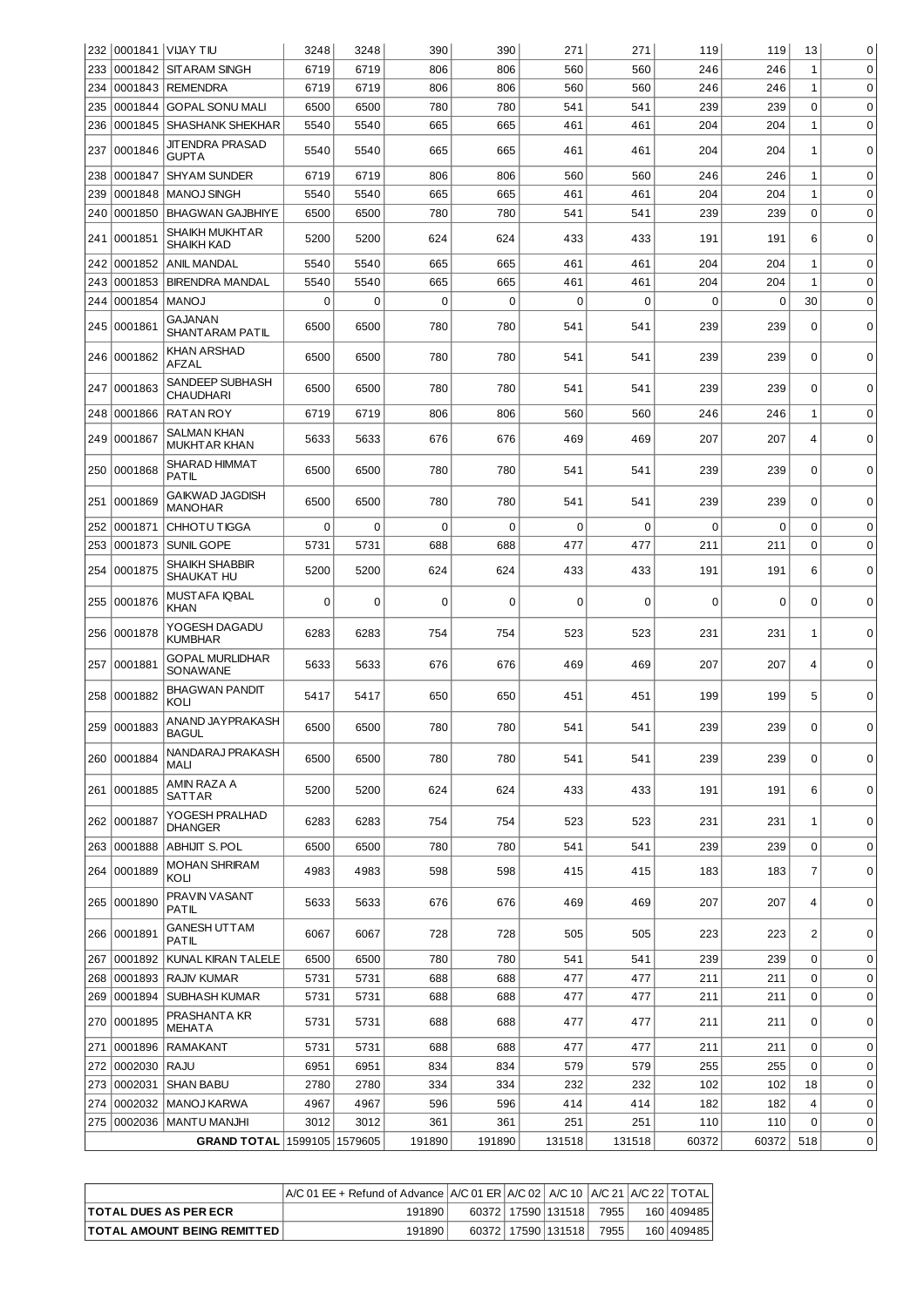| 232 | 0001841 | VIJAY TIU | 3248 | 3248 | 390 | 390 | 271 | 271 | 119 | 119 | 13 | 0 |
|---|---|---|---|---|---|---|---|---|---|---|---|---|
| 233 | 0001842 | SITARAM SINGH | 6719 | 6719 | 806 | 806 | 560 | 560 | 246 | 246 | 1 | 0 |
| 234 | 0001843 | REMENDRA | 6719 | 6719 | 806 | 806 | 560 | 560 | 246 | 246 | 1 | 0 |
| 235 | 0001844 | GOPAL SONU MALI | 6500 | 6500 | 780 | 780 | 541 | 541 | 239 | 239 | 0 | 0 |
| 236 | 0001845 | SHASHANK SHEKHAR | 5540 | 5540 | 665 | 665 | 461 | 461 | 204 | 204 | 1 | 0 |
| 237 | 0001846 | JITENDRA PRASAD GUPTA | 5540 | 5540 | 665 | 665 | 461 | 461 | 204 | 204 | 1 | 0 |
| 238 | 0001847 | SHYAM SUNDER | 6719 | 6719 | 806 | 806 | 560 | 560 | 246 | 246 | 1 | 0 |
| 239 | 0001848 | MANOJ SINGH | 5540 | 5540 | 665 | 665 | 461 | 461 | 204 | 204 | 1 | 0 |
| 240 | 0001850 | BHAGWAN GAJBHIYE | 6500 | 6500 | 780 | 780 | 541 | 541 | 239 | 239 | 0 | 0 |
| 241 | 0001851 | SHAIKH MUKHTAR SHAIKH KAD | 5200 | 5200 | 624 | 624 | 433 | 433 | 191 | 191 | 6 | 0 |
| 242 | 0001852 | ANIL MANDAL | 5540 | 5540 | 665 | 665 | 461 | 461 | 204 | 204 | 1 | 0 |
| 243 | 0001853 | BIRENDRA MANDAL | 5540 | 5540 | 665 | 665 | 461 | 461 | 204 | 204 | 1 | 0 |
| 244 | 0001854 | MANOJ | 0 | 0 | 0 | 0 | 0 | 0 | 0 | 0 | 30 | 0 |
| 245 | 0001861 | GAJANAN SHANTARAM PATIL | 6500 | 6500 | 780 | 780 | 541 | 541 | 239 | 239 | 0 | 0 |
| 246 | 0001862 | KHAN ARSHAD AFZAL | 6500 | 6500 | 780 | 780 | 541 | 541 | 239 | 239 | 0 | 0 |
| 247 | 0001863 | SANDEEP SUBHASH CHAUDHARI | 6500 | 6500 | 780 | 780 | 541 | 541 | 239 | 239 | 0 | 0 |
| 248 | 0001866 | RATAN ROY | 6719 | 6719 | 806 | 806 | 560 | 560 | 246 | 246 | 1 | 0 |
| 249 | 0001867 | SALMAN KHAN MUKHTAR KHAN | 5633 | 5633 | 676 | 676 | 469 | 469 | 207 | 207 | 4 | 0 |
| 250 | 0001868 | SHARAD HIMMAT PATIL | 6500 | 6500 | 780 | 780 | 541 | 541 | 239 | 239 | 0 | 0 |
| 251 | 0001869 | GAIKWAD JAGDISH MANOHAR | 6500 | 6500 | 780 | 780 | 541 | 541 | 239 | 239 | 0 | 0 |
| 252 | 0001871 | CHHOTU TIGGA | 0 | 0 | 0 | 0 | 0 | 0 | 0 | 0 | 0 | 0 |
| 253 | 0001873 | SUNIL GOPE | 5731 | 5731 | 688 | 688 | 477 | 477 | 211 | 211 | 0 | 0 |
| 254 | 0001875 | SHAIKH SHABBIR SHAUKAT HU | 5200 | 5200 | 624 | 624 | 433 | 433 | 191 | 191 | 6 | 0 |
| 255 | 0001876 | MUSTAFA IQBAL KHAN | 0 | 0 | 0 | 0 | 0 | 0 | 0 | 0 | 0 | 0 |
| 256 | 0001878 | YOGESH DAGADU KUMBHAR | 6283 | 6283 | 754 | 754 | 523 | 523 | 231 | 231 | 1 | 0 |
| 257 | 0001881 | GOPAL MURLIDHAR SONAWANE | 5633 | 5633 | 676 | 676 | 469 | 469 | 207 | 207 | 4 | 0 |
| 258 | 0001882 | BHAGWAN PANDIT KOLI | 5417 | 5417 | 650 | 650 | 451 | 451 | 199 | 199 | 5 | 0 |
| 259 | 0001883 | ANAND JAYPRAKASH BAGUL | 6500 | 6500 | 780 | 780 | 541 | 541 | 239 | 239 | 0 | 0 |
| 260 | 0001884 | NANDARAJ PRAKASH MALI | 6500 | 6500 | 780 | 780 | 541 | 541 | 239 | 239 | 0 | 0 |
| 261 | 0001885 | AMIN RAZA A SATTAR | 5200 | 5200 | 624 | 624 | 433 | 433 | 191 | 191 | 6 | 0 |
| 262 | 0001887 | YOGESH PRALHAD DHANGER | 6283 | 6283 | 754 | 754 | 523 | 523 | 231 | 231 | 1 | 0 |
| 263 | 0001888 | ABHIJIT S. POL | 6500 | 6500 | 780 | 780 | 541 | 541 | 239 | 239 | 0 | 0 |
| 264 | 0001889 | MOHAN SHRIRAM KOLI | 4983 | 4983 | 598 | 598 | 415 | 415 | 183 | 183 | 7 | 0 |
| 265 | 0001890 | PRAVIN VASANT PATIL | 5633 | 5633 | 676 | 676 | 469 | 469 | 207 | 207 | 4 | 0 |
| 266 | 0001891 | GANESH UTTAM PATIL | 6067 | 6067 | 728 | 728 | 505 | 505 | 223 | 223 | 2 | 0 |
| 267 | 0001892 | KUNAL KIRAN TALELE | 6500 | 6500 | 780 | 780 | 541 | 541 | 239 | 239 | 0 | 0 |
| 268 | 0001893 | RAJIV KUMAR | 5731 | 5731 | 688 | 688 | 477 | 477 | 211 | 211 | 0 | 0 |
| 269 | 0001894 | SUBHASH KUMAR | 5731 | 5731 | 688 | 688 | 477 | 477 | 211 | 211 | 0 | 0 |
| 270 | 0001895 | PRASHANTA KR MEHATA | 5731 | 5731 | 688 | 688 | 477 | 477 | 211 | 211 | 0 | 0 |
| 271 | 0001896 | RAMAKANT | 5731 | 5731 | 688 | 688 | 477 | 477 | 211 | 211 | 0 | 0 |
| 272 | 0002030 | RAJU | 6951 | 6951 | 834 | 834 | 579 | 579 | 255 | 255 | 0 | 0 |
| 273 | 0002031 | SHAN BABU | 2780 | 2780 | 334 | 334 | 232 | 232 | 102 | 102 | 18 | 0 |
| 274 | 0002032 | MANOJ KARWA | 4967 | 4967 | 596 | 596 | 414 | 414 | 182 | 182 | 4 | 0 |
| 275 | 0002036 | MANTU MANJHI | 3012 | 3012 | 361 | 361 | 251 | 251 | 110 | 110 | 0 | 0 |
| | | **GRAND TOTAL** | 1599105 | 1579605 | 191890 | 191890 | 131518 | 131518 | 60372 | 60372 | 518 | 0 |

| | A/C 01 EE + Refund of Advance | A/C 01 ER | A/C 02 | A/C 10 | A/C 21 | A/C 22 | TOTAL |
|---|---|---|---|---|---|---|---|
| **TOTAL DUES AS PER ECR** | 191890 | 60372 | 17590 | 131518 | 7955 | 160 | 409485 |
| **TOTAL AMOUNT BEING REMITTED** | 191890 | 60372 | 17590 | 131518 | 7955 | 160 | 409485 |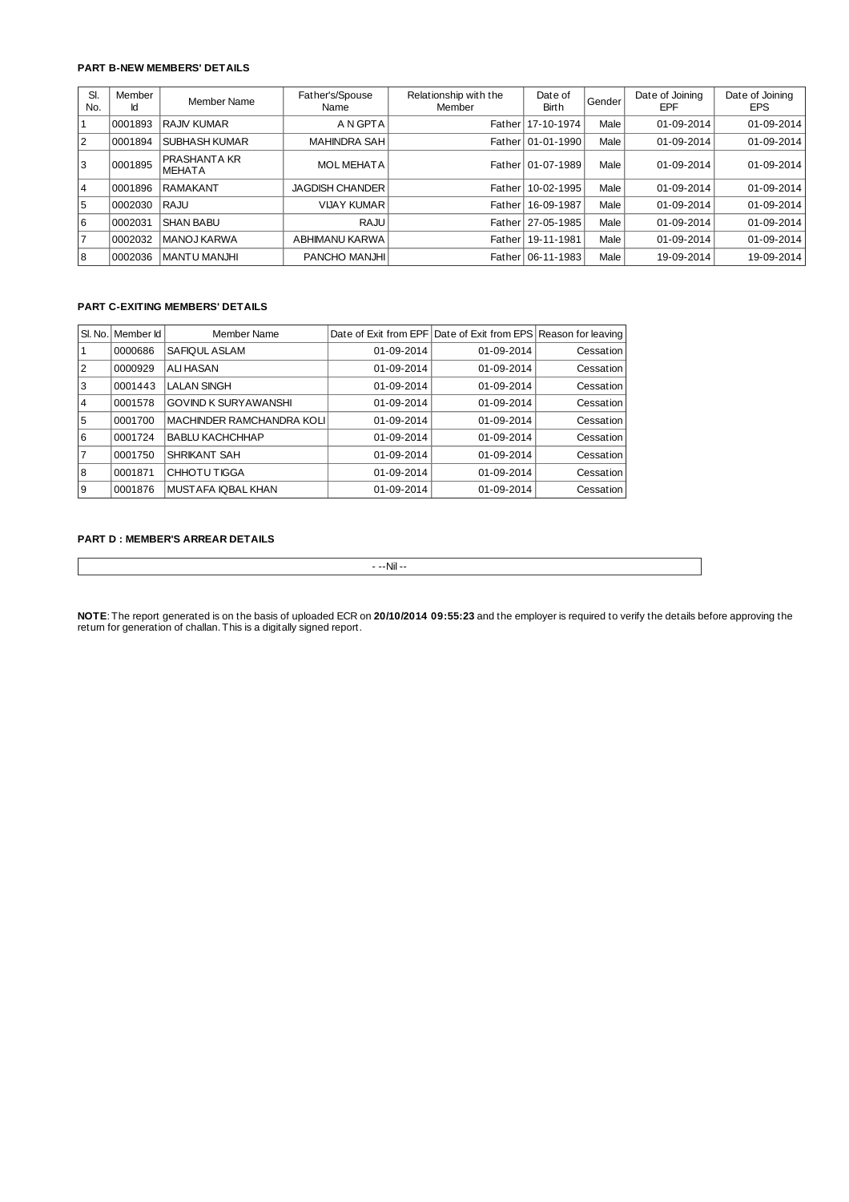**PART B-NEW MEMBERS' DETAILS**

| Sl. No. | Member Id | Member Name | Father's/Spouse Name | Relationship with the Member | Date of Birth | Gender | Date of Joining EPF | Date of Joining EPS |
|---|---|---|---|---|---|---|---|---|
| 1 | 0001893 | RAJIV KUMAR | A N GPTA | Father | 17-10-1974 | Male | 01-09-2014 | 01-09-2014 |
| 2 | 0001894 | SUBHASH KUMAR | MAHINDRA SAH | Father | 01-01-1990 | Male | 01-09-2014 | 01-09-2014 |
| 3 | 0001895 | PRASHANTA KR MEHATA | MOL MEHATA | Father | 01-07-1989 | Male | 01-09-2014 | 01-09-2014 |
| 4 | 0001896 | RAMAKANT | JAGDISH CHANDER | Father | 10-02-1995 | Male | 01-09-2014 | 01-09-2014 |
| 5 | 0002030 | RAJU | VIJAY KUMAR | Father | 16-09-1987 | Male | 01-09-2014 | 01-09-2014 |
| 6 | 0002031 | SHAN BABU | RAJU | Father | 27-05-1985 | Male | 01-09-2014 | 01-09-2014 |
| 7 | 0002032 | MANOJ KARWA | ABHIMANU KARWA | Father | 19-11-1981 | Male | 01-09-2014 | 01-09-2014 |
| 8 | 0002036 | MANTU MANJHI | PANCHO MANJHI | Father | 06-11-1983 | Male | 19-09-2014 | 19-09-2014 |

**PART C-EXITING MEMBERS' DETAILS**

| Sl. No. | Member Id | Member Name | Date of Exit from EPF | Date of Exit from EPS | Reason for leaving |
|---|---|---|---|---|---|
| 1 | 0000686 | SAFIQUL ASLAM | 01-09-2014 | 01-09-2014 | Cessation |
| 2 | 0000929 | ALI HASAN | 01-09-2014 | 01-09-2014 | Cessation |
| 3 | 0001443 | LALAN SINGH | 01-09-2014 | 01-09-2014 | Cessation |
| 4 | 0001578 | GOVIND K SURYAWANSHI | 01-09-2014 | 01-09-2014 | Cessation |
| 5 | 0001700 | MACHINDER RAMCHANDRA KOLI | 01-09-2014 | 01-09-2014 | Cessation |
| 6 | 0001724 | BABLU KACHCHHAP | 01-09-2014 | 01-09-2014 | Cessation |
| 7 | 0001750 | SHRIKANT SAH | 01-09-2014 | 01-09-2014 | Cessation |
| 8 | 0001871 | CHHOTU TIGGA | 01-09-2014 | 01-09-2014 | Cessation |
| 9 | 0001876 | MUSTAFA IQBAL KHAN | 01-09-2014 | 01-09-2014 | Cessation |

**PART D : MEMBER'S ARREAR DETAILS**

| |
|---|
| - --Nil -- |

**NOTE**: The report generated is on the basis of uploaded ECR on **20/10/2014 09:55:23** and the employer is required to verify the details before approving the return for generation of challan. This is a digitally signed report.